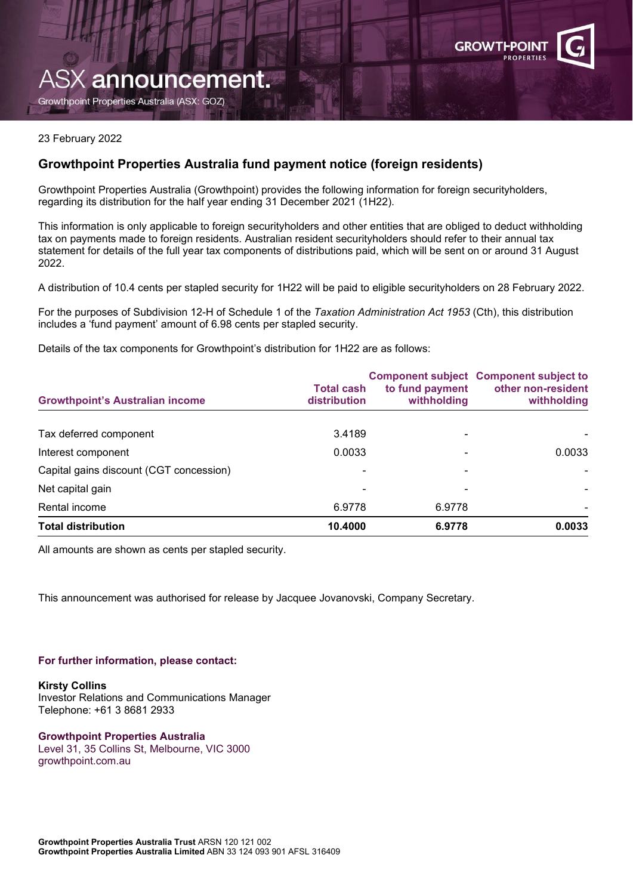# ASX announcement.

Growthpoint Properties Australia (ASX: GOZ)

23 February 2022

## Growthpoint Properties Australia fund payment notice (foreign residents)

Growthpoint Properties Australia (Growthpoint) provides the following information for foreign securityholders, regarding its distribution for the half year ending 31 December 2021 (1H22).

This information is only applicable to foreign securityholders and other entities that are obliged to deduct withholding tax on payments made to foreign residents. Australian resident securityholders should refer to their annual tax statement for details of the full year tax components of distributions paid, which will be sent on or around 31 August 2022.

A distribution of 10.4 cents per stapled security for 1H22 will be paid to eligible securityholders on 28 February 2022.

For the purposes of Subdivision 12-H of Schedule 1 of the *Taxation Administration Act 1953* (Cth), this distribution includes a 'fund payment' amount of 6.98 cents per stapled security.

Details of the tax components for Growthpoint's distribution for 1H22 are as follows:

| Growthpoint's Australian income | Total cash distribution | Component subject to fund payment withholding | Component subject to other non-resident withholding |
|---|---|---|---|
| Tax deferred component | 3.4189 | - | - |
| Interest component | 0.0033 | - | 0.0033 |
| Capital gains discount (CGT concession) | - | - | - |
| Net capital gain | - | - | - |
| Rental income | 6.9778 | 6.9778 | - |
| **Total distribution** | **10.4000** | **6.9778** | **0.0033** |

All amounts are shown as cents per stapled security.

This announcement was authorised for release by Jacquee Jovanovski, Company Secretary.

**For further information, please contact:**

**Kirsty Collins**
Investor Relations and Communications Manager
Telephone: +61 3 8681 2933

**Growthpoint Properties Australia**
Level 31, 35 Collins St, Melbourne, VIC 3000
growthpoint.com.au

**Growthpoint Properties Australia Trust** ARSN 120 121 002
**Growthpoint Properties Australia Limited** ABN 33 124 093 901 AFSL 316409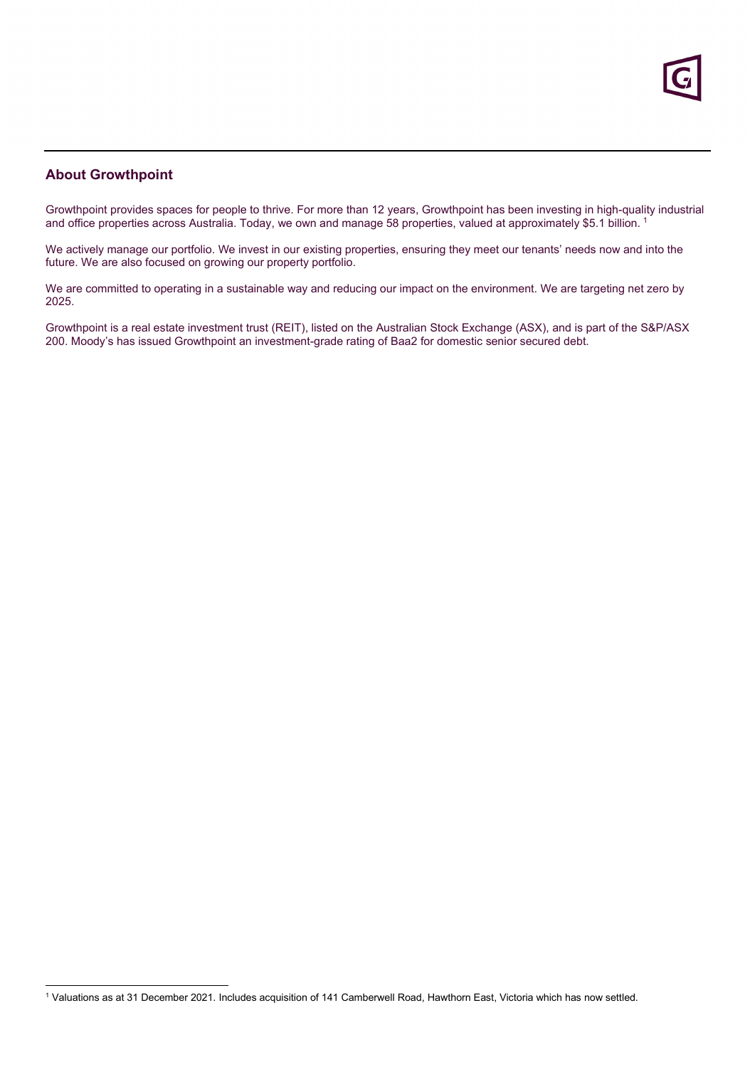## About Growthpoint

Growthpoint provides spaces for people to thrive. For more than 12 years, Growthpoint has been investing in high-quality industrial and office properties across Australia. Today, we own and manage 58 properties, valued at approximately $5.1 billion. [1]

We actively manage our portfolio. We invest in our existing properties, ensuring they meet our tenants' needs now and into the future. We are also focused on growing our property portfolio.

We are committed to operating in a sustainable way and reducing our impact on the environment. We are targeting net zero by 2025.

Growthpoint is a real estate investment trust (REIT), listed on the Australian Stock Exchange (ASX), and is part of the S&P/ASX 200. Moody's has issued Growthpoint an investment-grade rating of Baa2 for domestic senior secured debt.

[1] Valuations as at 31 December 2021. Includes acquisition of 141 Camberwell Road, Hawthorn East, Victoria which has now settled.